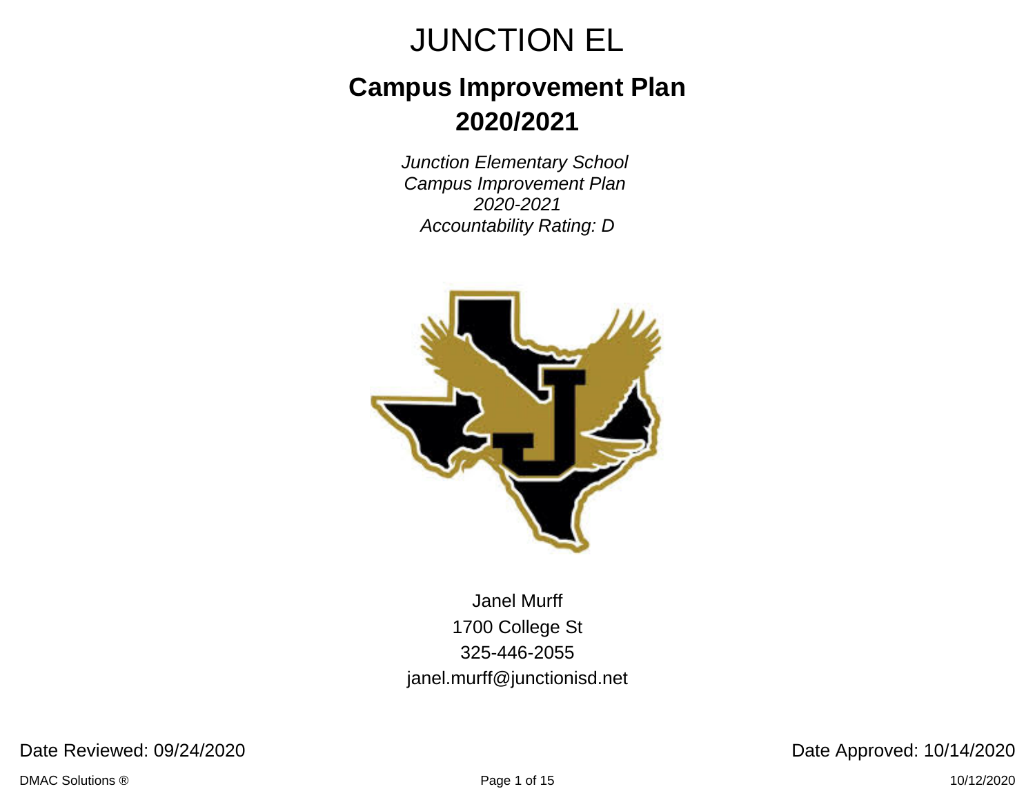# JUNCTION EL

## Campus Improvement Plan
## 2020/2021

*Junction Elementary School*
*Campus Improvement Plan*
*2020-2021*
*Accountability Rating: D*

Janel Murff
1700 College St
325-446-2055
janel.murff@junctionisd.net

Date Reviewed: 09/24/2020

Date Approved: 10/14/2020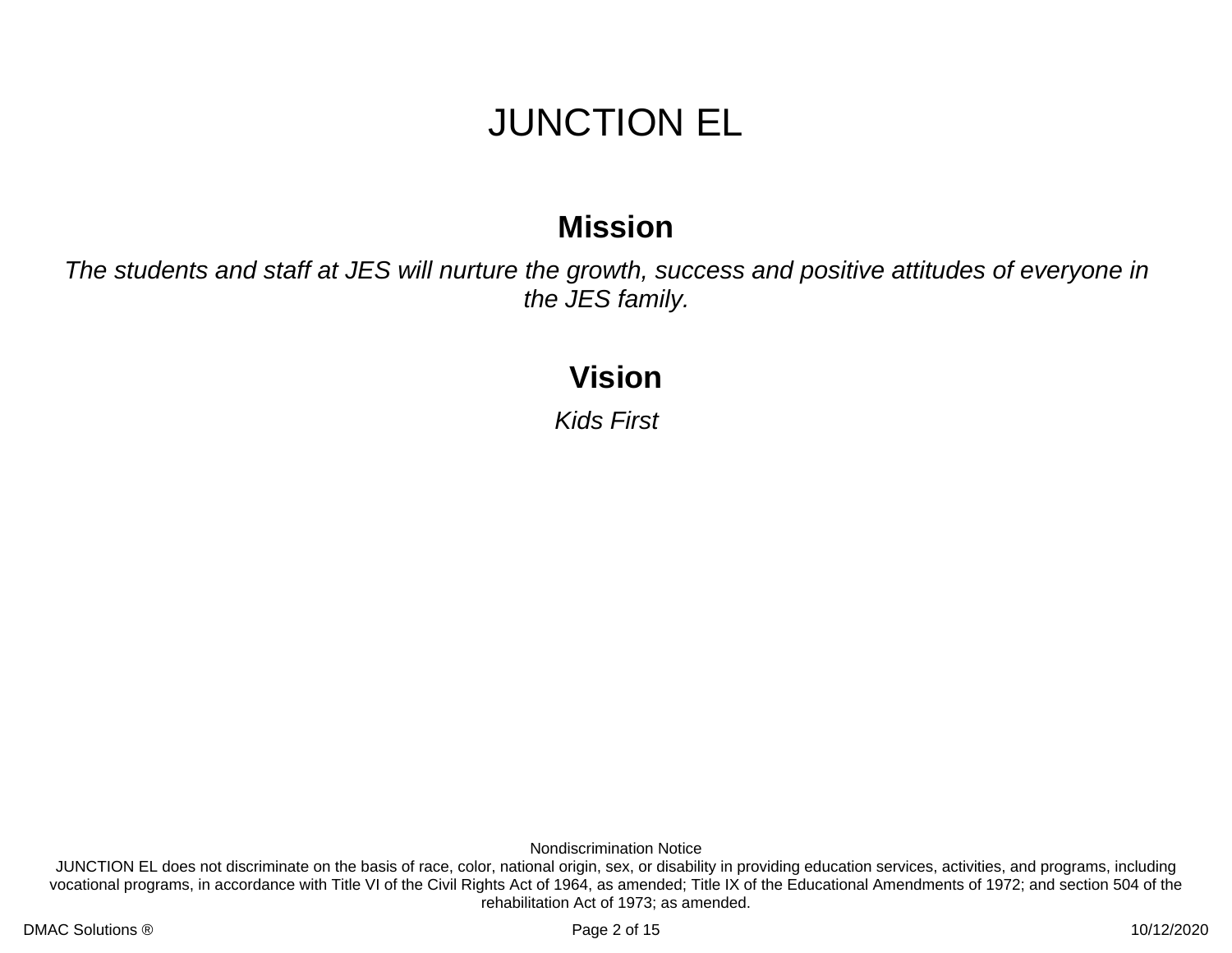# JUNCTION EL

## Mission

*The students and staff at JES will nurture the growth, success and positive attitudes of everyone in the JES family.*

## Vision

*Kids First*

Nondiscrimination Notice

JUNCTION EL does not discriminate on the basis of race, color, national origin, sex, or disability in providing education services, activities, and programs, including vocational programs, in accordance with Title VI of the Civil Rights Act of 1964, as amended; Title IX of the Educational Amendments of 1972; and section 504 of the rehabilitation Act of 1973; as amended.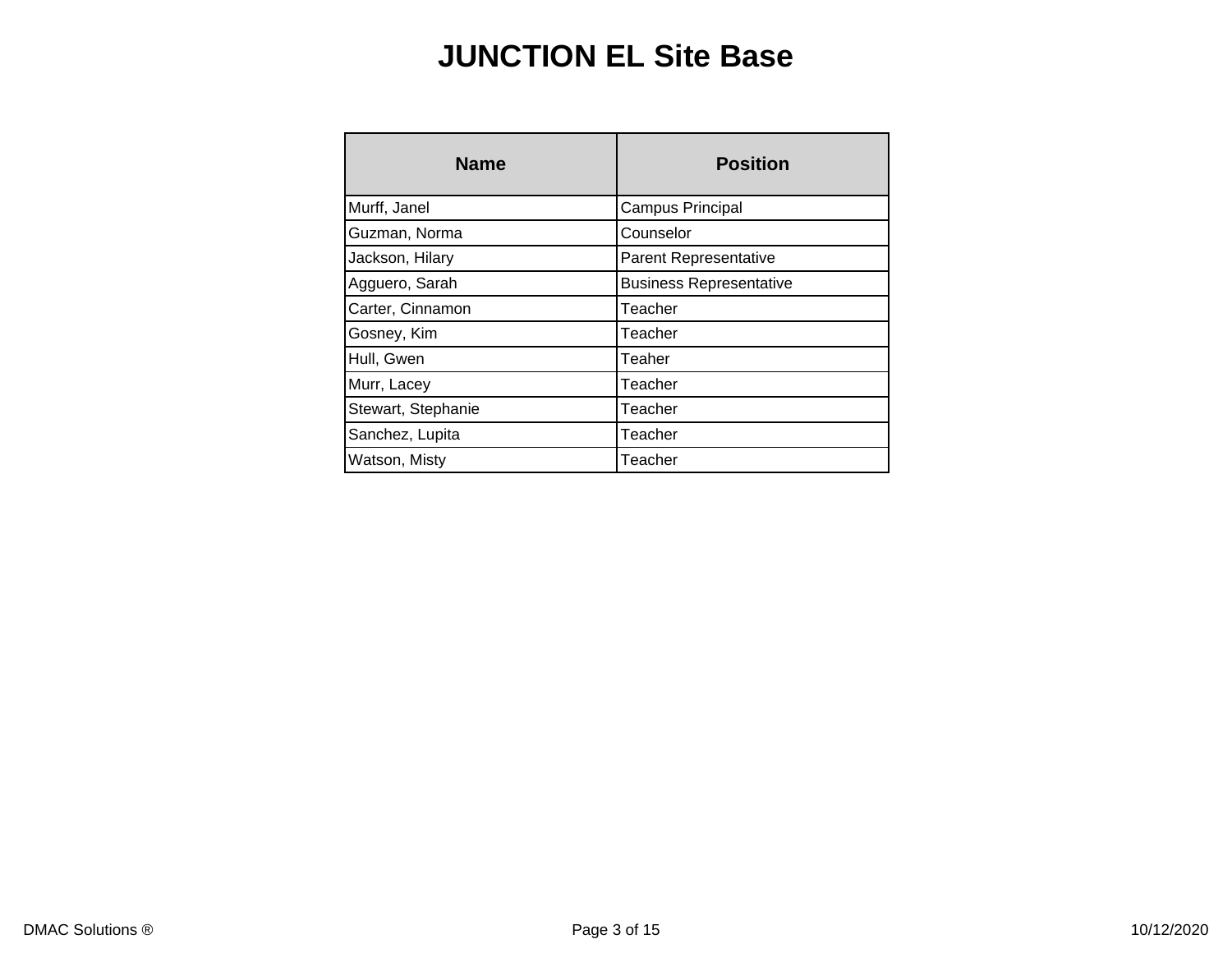# JUNCTION EL Site Base

| Name | Position |
|---|---|
| Murff, Janel | Campus Principal |
| Guzman, Norma | Counselor |
| Jackson, Hilary | Parent Representative |
| Agguero, Sarah | Business Representative |
| Carter, Cinnamon | Teacher |
| Gosney, Kim | Teacher |
| Hull, Gwen | Teaher |
| Murr, Lacey | Teacher |
| Stewart, Stephanie | Teacher |
| Sanchez, Lupita | Teacher |
| Watson, Misty | Teacher |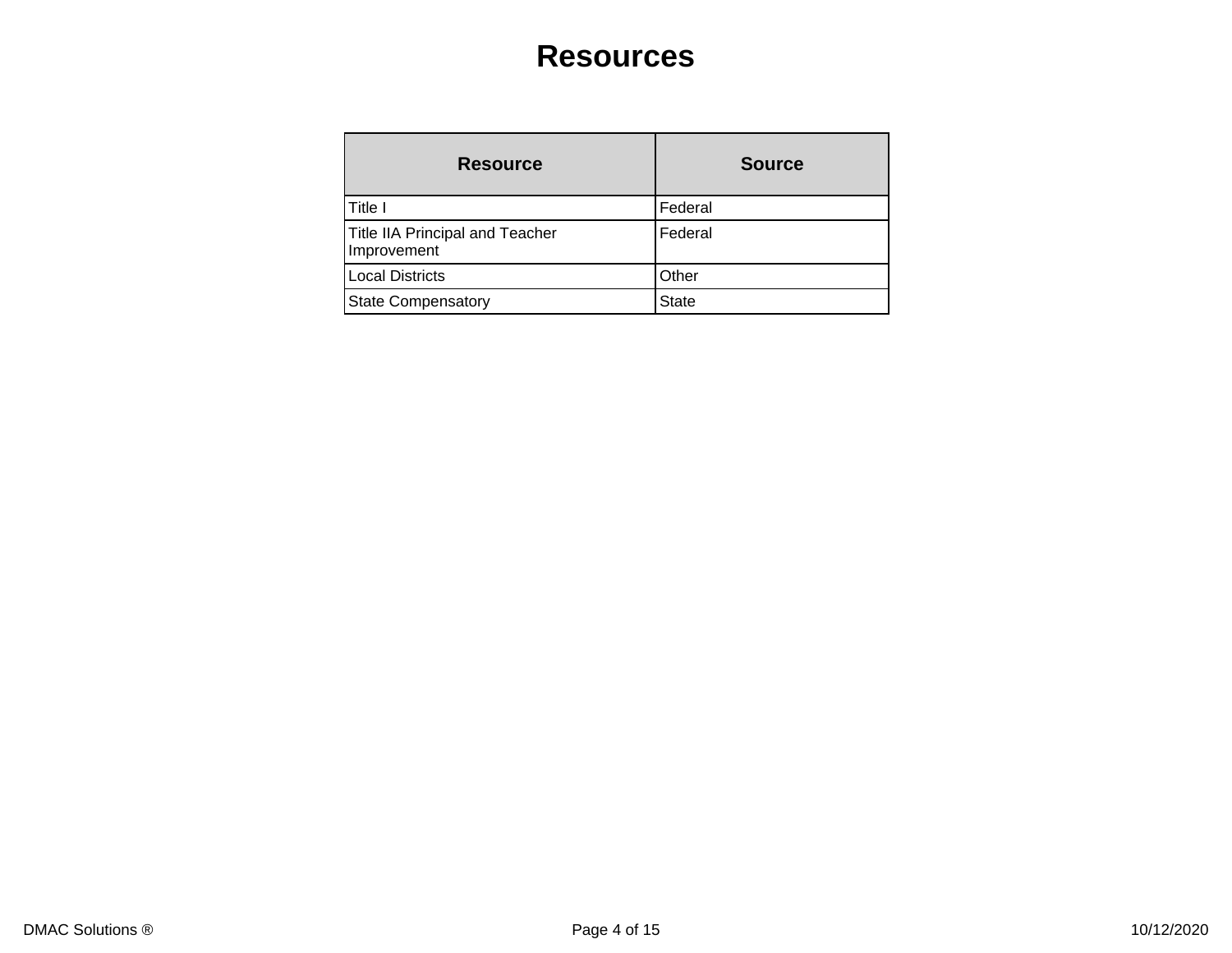# Resources

| Resource | Source |
| --- | --- |
| Title I | Federal |
| Title IIA Principal and Teacher Improvement | Federal |
| Local Districts | Other |
| State Compensatory | State |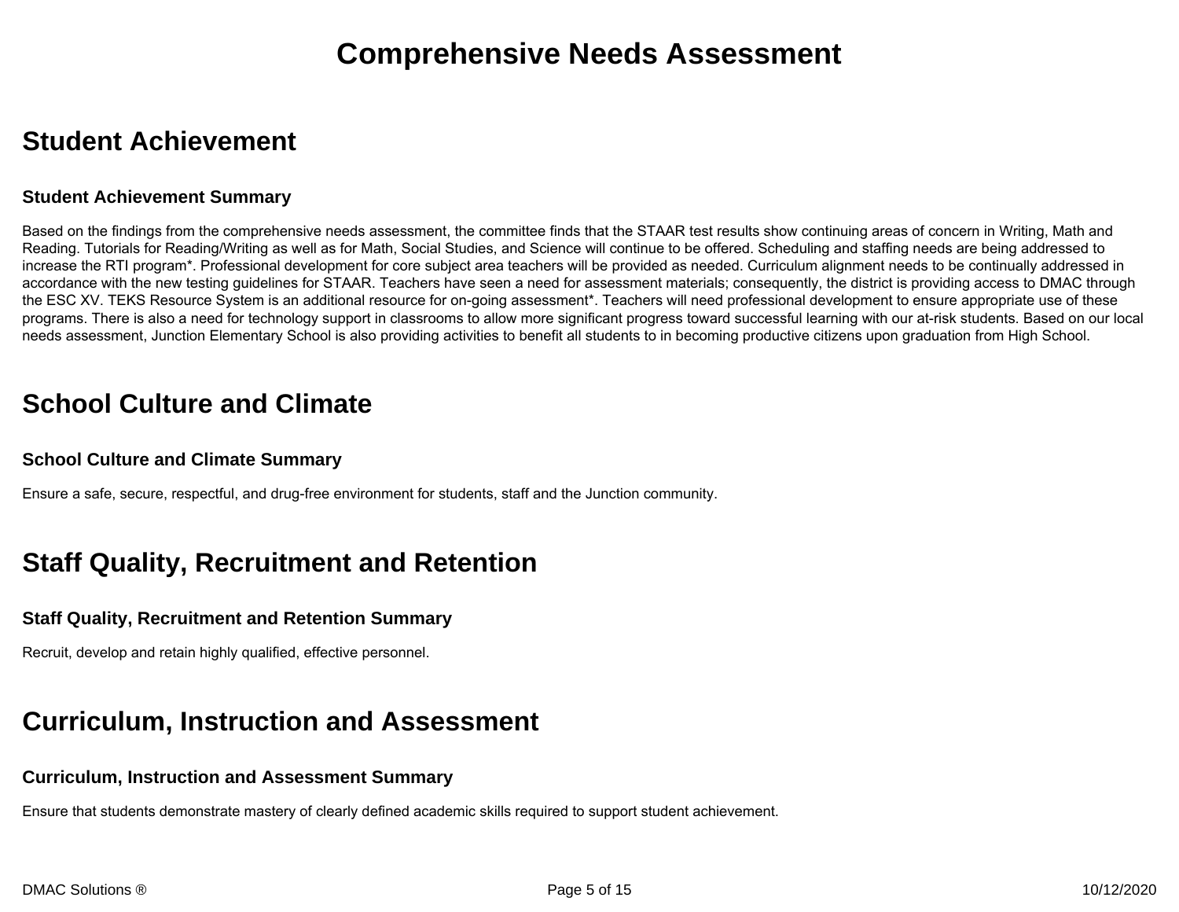# Comprehensive Needs Assessment

## Student Achievement

### Student Achievement Summary

Based on the findings from the comprehensive needs assessment, the committee finds that the STAAR test results show continuing areas of concern in Writing, Math and Reading. Tutorials for Reading/Writing as well as for Math, Social Studies, and Science will continue to be offered. Scheduling and staffing needs are being addressed to increase the RTI program*. Professional development for core subject area teachers will be provided as needed. Curriculum alignment needs to be continually addressed in accordance with the new testing guidelines for STAAR. Teachers have seen a need for assessment materials; consequently, the district is providing access to DMAC through the ESC XV. TEKS Resource System is an additional resource for on-going assessment*. Teachers will need professional development to ensure appropriate use of these programs. There is also a need for technology support in classrooms to allow more significant progress toward successful learning with our at-risk students. Based on our local needs assessment, Junction Elementary School is also providing activities to benefit all students to in becoming productive citizens upon graduation from High School.

## School Culture and Climate

### School Culture and Climate Summary

Ensure a safe, secure, respectful, and drug-free environment for students, staff and the Junction community.

## Staff Quality, Recruitment and Retention

### Staff Quality, Recruitment and Retention Summary

Recruit, develop and retain highly qualified, effective personnel.

## Curriculum, Instruction and Assessment

### Curriculum, Instruction and Assessment Summary

Ensure that students demonstrate mastery of clearly defined academic skills required to support student achievement.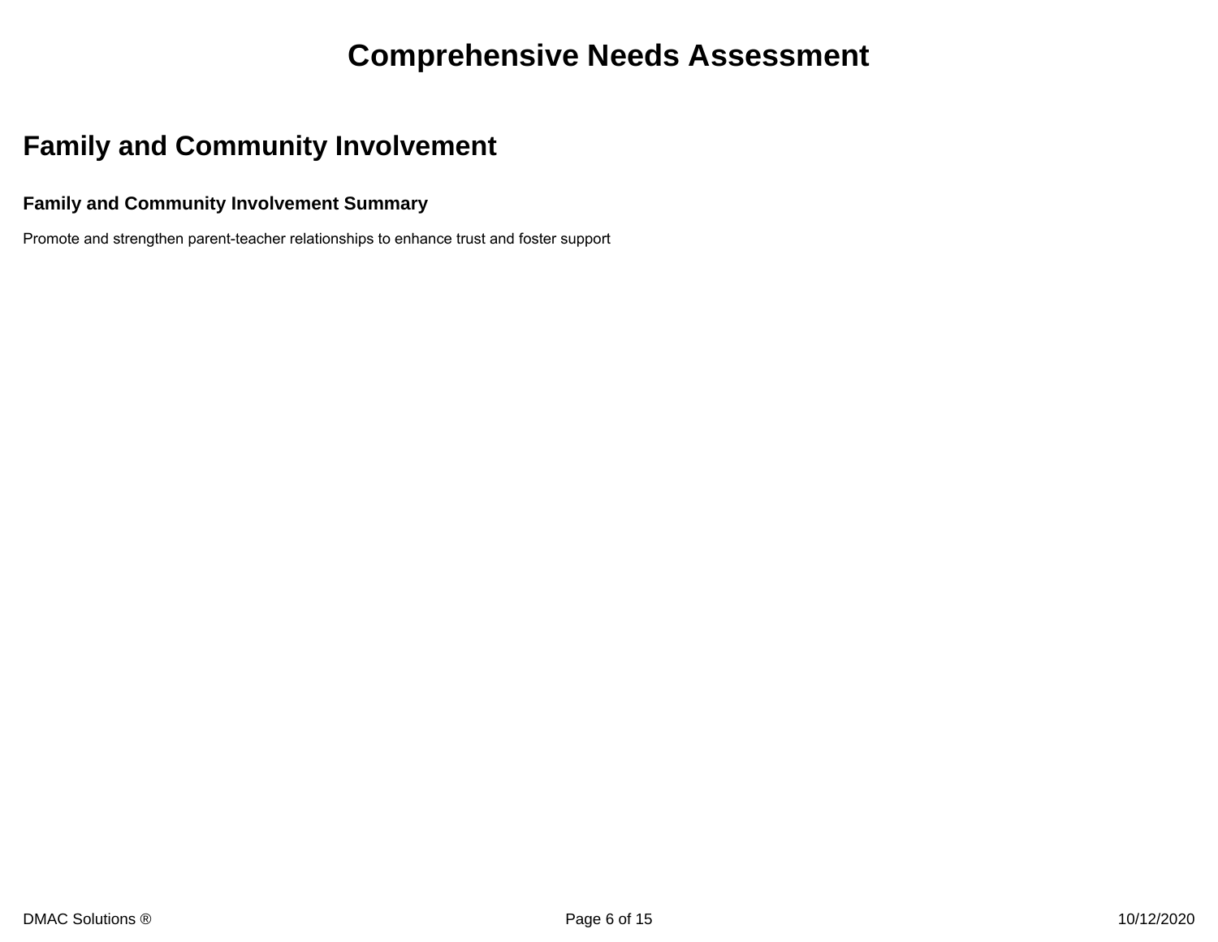# Comprehensive Needs Assessment

## Family and Community Involvement

### Family and Community Involvement Summary

Promote and strengthen parent-teacher relationships to enhance trust and foster support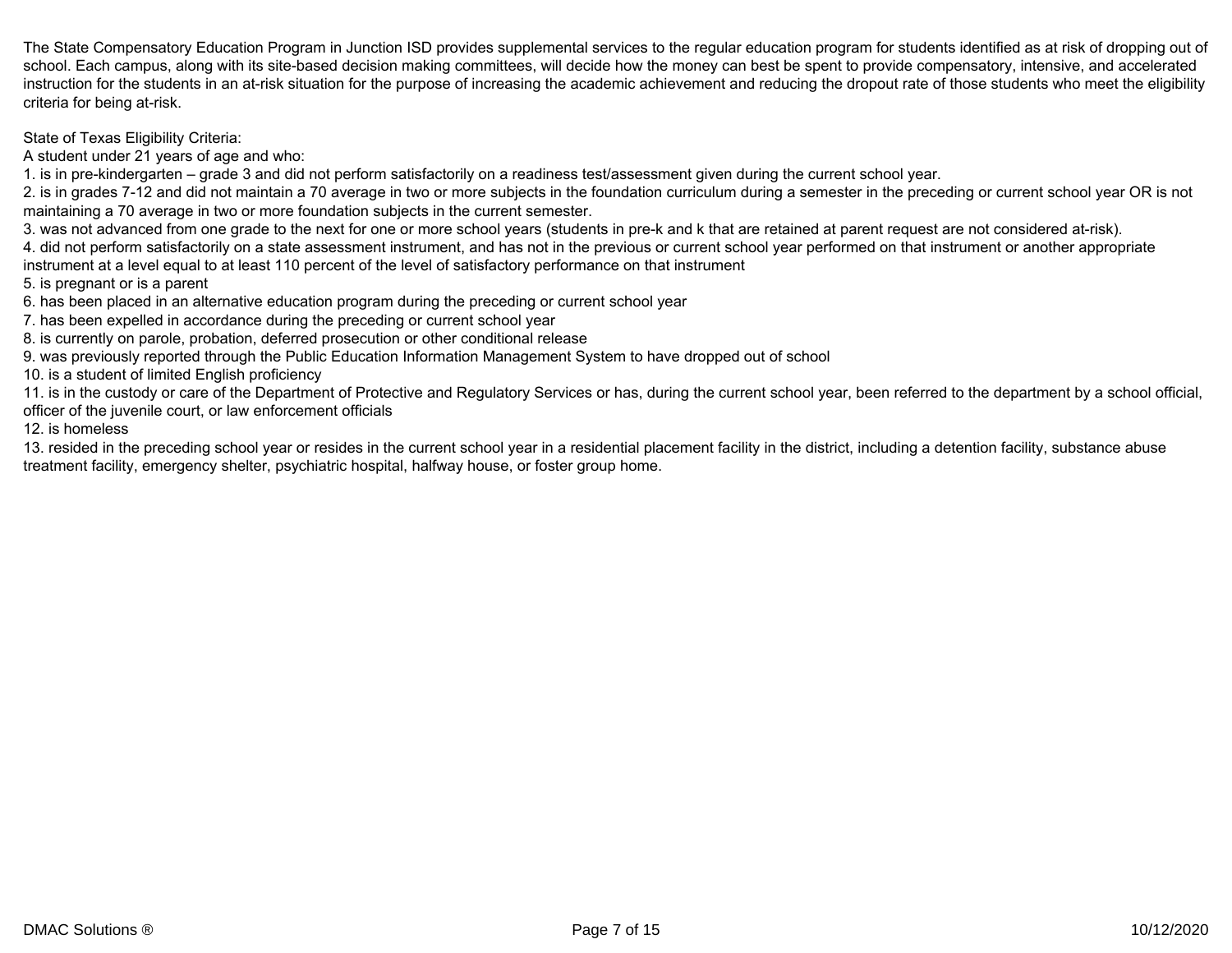The State Compensatory Education Program in Junction ISD provides supplemental services to the regular education program for students identified as at risk of dropping out of school. Each campus, along with its site-based decision making committees, will decide how the money can best be spent to provide compensatory, intensive, and accelerated instruction for the students in an at-risk situation for the purpose of increasing the academic achievement and reducing the dropout rate of those students who meet the eligibility criteria for being at-risk.

State of Texas Eligibility Criteria:

A student under 21 years of age and who:

1. is in pre-kindergarten – grade 3 and did not perform satisfactorily on a readiness test/assessment given during the current school year.
2. is in grades 7-12 and did not maintain a 70 average in two or more subjects in the foundation curriculum during a semester in the preceding or current school year OR is not maintaining a 70 average in two or more foundation subjects in the current semester.
3. was not advanced from one grade to the next for one or more school years (students in pre-k and k that are retained at parent request are not considered at-risk).
4. did not perform satisfactorily on a state assessment instrument, and has not in the previous or current school year performed on that instrument or another appropriate instrument at a level equal to at least 110 percent of the level of satisfactory performance on that instrument
5. is pregnant or is a parent
6. has been placed in an alternative education program during the preceding or current school year
7. has been expelled in accordance during the preceding or current school year
8. is currently on parole, probation, deferred prosecution or other conditional release
9. was previously reported through the Public Education Information Management System to have dropped out of school
10. is a student of limited English proficiency
11. is in the custody or care of the Department of Protective and Regulatory Services or has, during the current school year, been referred to the department by a school official, officer of the juvenile court, or law enforcement officials
12. is homeless
13. resided in the preceding school year or resides in the current school year in a residential placement facility in the district, including a detention facility, substance abuse treatment facility, emergency shelter, psychiatric hospital, halfway house, or foster group home.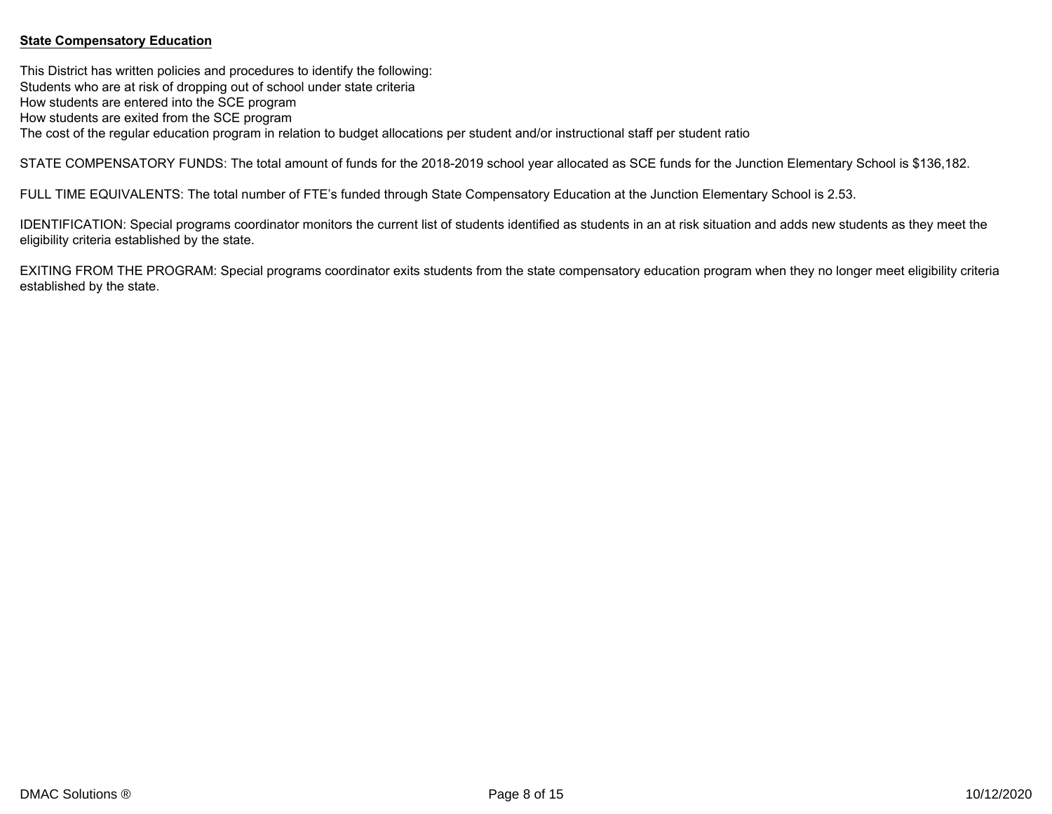**State Compensatory Education**

This District has written policies and procedures to identify the following:
Students who are at risk of dropping out of school under state criteria
How students are entered into the SCE program
How students are exited from the SCE program
The cost of the regular education program in relation to budget allocations per student and/or instructional staff per student ratio

STATE COMPENSATORY FUNDS: The total amount of funds for the 2018-2019 school year allocated as SCE funds for the Junction Elementary School is $136,182.

FULL TIME EQUIVALENTS: The total number of FTE's funded through State Compensatory Education at the Junction Elementary School is 2.53.

IDENTIFICATION: Special programs coordinator monitors the current list of students identified as students in an at risk situation and adds new students as they meet the eligibility criteria established by the state.

EXITING FROM THE PROGRAM: Special programs coordinator exits students from the state compensatory education program when they no longer meet eligibility criteria established by the state.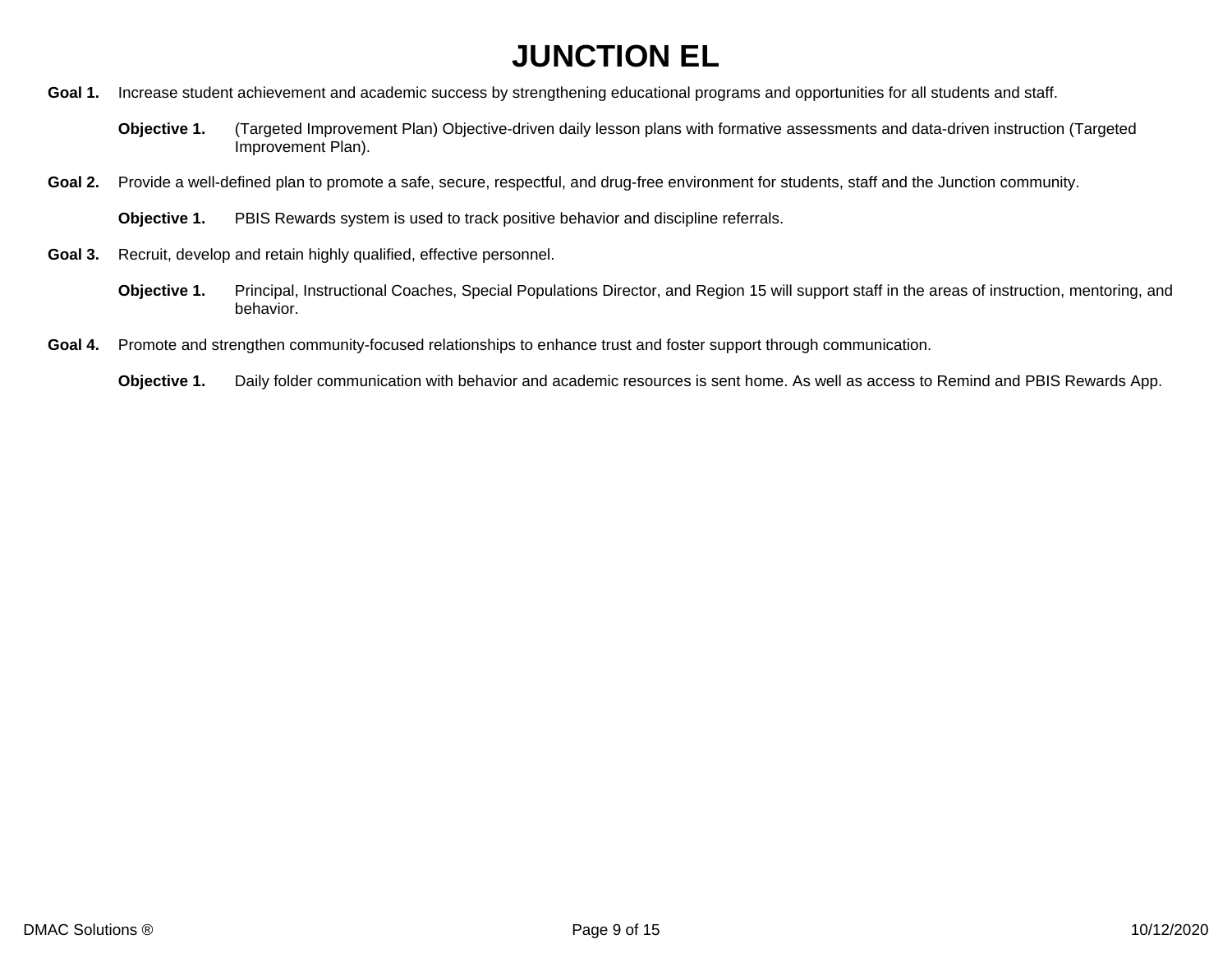# JUNCTION EL

**Goal 1.** Increase student achievement and academic success by strengthening educational programs and opportunities for all students and staff.

**Objective 1.** (Targeted Improvement Plan) Objective-driven daily lesson plans with formative assessments and data-driven instruction (Targeted Improvement Plan).

**Goal 2.** Provide a well-defined plan to promote a safe, secure, respectful, and drug-free environment for students, staff and the Junction community.

**Objective 1.** PBIS Rewards system is used to track positive behavior and discipline referrals.

**Goal 3.** Recruit, develop and retain highly qualified, effective personnel.

**Objective 1.** Principal, Instructional Coaches, Special Populations Director, and Region 15 will support staff in the areas of instruction, mentoring, and behavior.

**Goal 4.** Promote and strengthen community-focused relationships to enhance trust and foster support through communication.

**Objective 1.** Daily folder communication with behavior and academic resources is sent home. As well as access to Remind and PBIS Rewards App.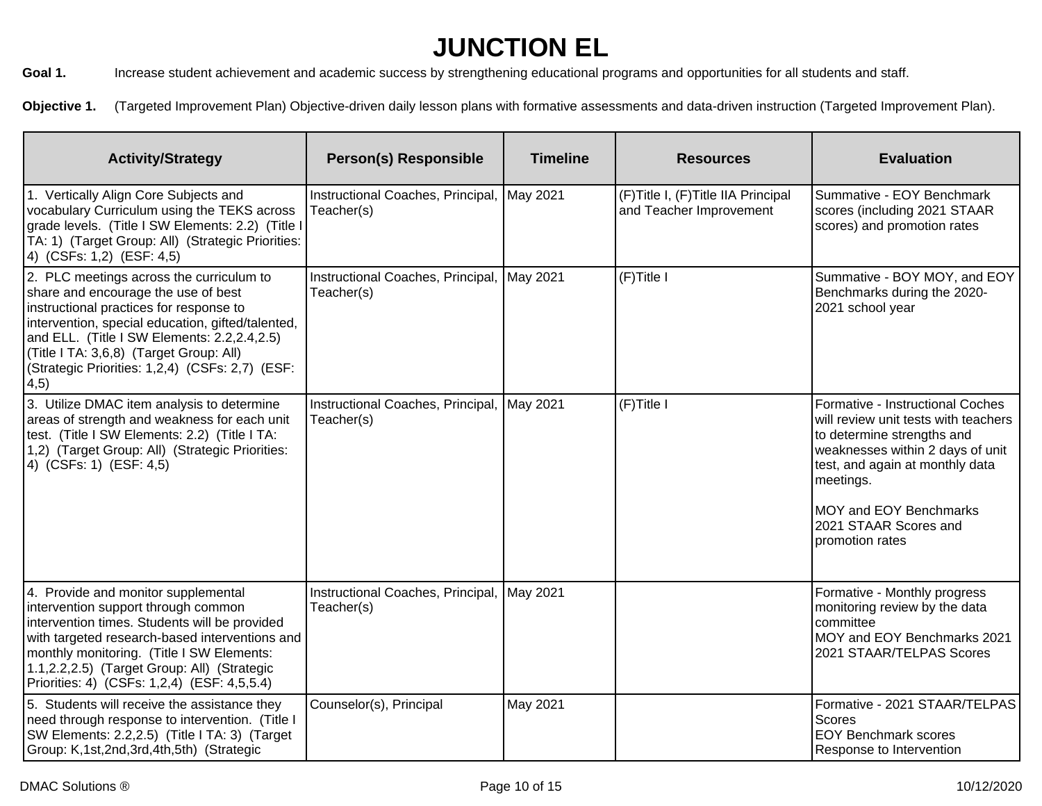# JUNCTION EL

**Goal 1.** Increase student achievement and academic success by strengthening educational programs and opportunities for all students and staff.

**Objective 1.** (Targeted Improvement Plan) Objective-driven daily lesson plans with formative assessments and data-driven instruction (Targeted Improvement Plan).

| Activity/Strategy | Person(s) Responsible | Timeline | Resources | Evaluation |
|---|---|---|---|---|
| 1. Vertically Align Core Subjects and vocabulary Curriculum using the TEKS across grade levels. (Title I SW Elements: 2.2) (Title I TA: 1) (Target Group: All) (Strategic Priorities: 4) (CSFs: 1,2) (ESF: 4,5) | Instructional Coaches, Principal, Teacher(s) | May 2021 | (F)Title I, (F)Title IIA Principal and Teacher Improvement | Summative - EOY Benchmark scores (including 2021 STAAR scores) and promotion rates |
| 2. PLC meetings across the curriculum to share and encourage the use of best instructional practices for response to intervention, special education, gifted/talented, and ELL. (Title I SW Elements: 2.2,2.4,2.5) (Title I TA: 3,6,8) (Target Group: All) (Strategic Priorities: 1,2,4) (CSFs: 2,7) (ESF: 4,5) | Instructional Coaches, Principal, Teacher(s) | May 2021 | (F)Title I | Summative - BOY MOY, and EOY Benchmarks during the 2020-2021 school year |
| 3. Utilize DMAC item analysis to determine areas of strength and weakness for each unit test. (Title I SW Elements: 2.2) (Title I TA: 1,2) (Target Group: All) (Strategic Priorities: 4) (CSFs: 1) (ESF: 4,5) | Instructional Coaches, Principal, Teacher(s) | May 2021 | (F)Title I | Formative - Instructional Coches will review unit tests with teachers to determine strengths and weaknesses within 2 days of unit test, and again at monthly data meetings.<br><br>MOY and EOY Benchmarks<br>2021 STAAR Scores and promotion rates |
| 4. Provide and monitor supplemental intervention support through common intervention times. Students will be provided with targeted research-based interventions and monthly monitoring. (Title I SW Elements: 1.1,2.2,2.5) (Target Group: All) (Strategic Priorities: 4) (CSFs: 1,2,4) (ESF: 4,5,5.4) | Instructional Coaches, Principal, Teacher(s) | May 2021 | | Formative - Monthly progress monitoring review by the data committee<br>MOY and EOY Benchmarks 2021<br>2021 STAAR/TELPAS Scores |
| 5. Students will receive the assistance they need through response to intervention. (Title I SW Elements: 2.2,2.5) (Title I TA: 3) (Target Group: K,1st,2nd,3rd,4th,5th) (Strategic | Counselor(s), Principal | May 2021 | | Formative - 2021 STAAR/TELPAS Scores<br>EOY Benchmark scores<br>Response to Intervention |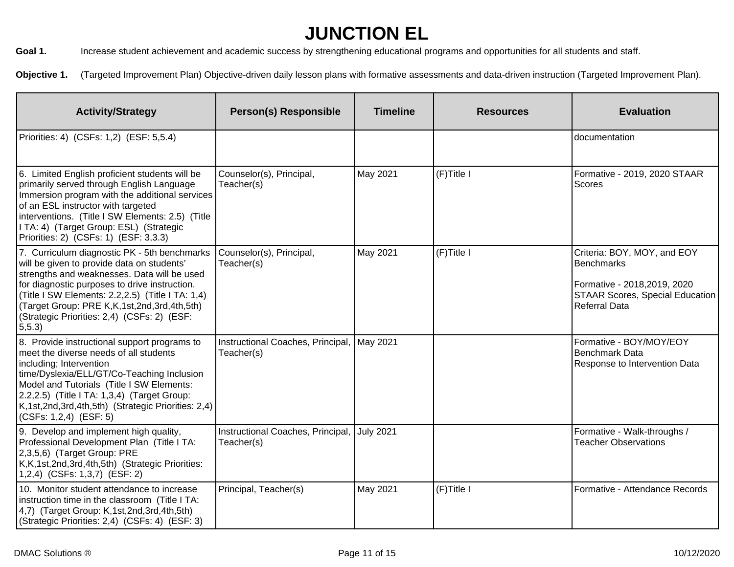# JUNCTION EL

**Goal 1.** Increase student achievement and academic success by strengthening educational programs and opportunities for all students and staff.

**Objective 1.** (Targeted Improvement Plan) Objective-driven daily lesson plans with formative assessments and data-driven instruction (Targeted Improvement Plan).

| Activity/Strategy | Person(s) Responsible | Timeline | Resources | Evaluation |
|---|---|---|---|---|
| Priorities: 4) (CSFs: 1,2) (ESF: 5,5.4) | | | | documentation |
| 6. Limited English proficient students will be primarily served through English Language Immersion program with the additional services of an ESL instructor with targeted interventions. (Title I SW Elements: 2.5) (Title I TA: 4) (Target Group: ESL) (Strategic Priorities: 2) (CSFs: 1) (ESF: 3,3.3) | Counselor(s), Principal, Teacher(s) | May 2021 | (F)Title I | Formative - 2019, 2020 STAAR Scores |
| 7. Curriculum diagnostic PK - 5th benchmarks will be given to provide data on students' strengths and weaknesses. Data will be used for diagnostic purposes to drive instruction. (Title I SW Elements: 2.2,2.5) (Title I TA: 1,4) (Target Group: PRE K,K,1st,2nd,3rd,4th,5th) (Strategic Priorities: 2,4) (CSFs: 2) (ESF: 5,5.3) | Counselor(s), Principal, Teacher(s) | May 2021 | (F)Title I | Criteria: BOY, MOY, and EOY Benchmarks<br><br>Formative - 2018,2019, 2020 STAAR Scores, Special Education Referral Data |
| 8. Provide instructional support programs to meet the diverse needs of all students including; Intervention time/Dyslexia/ELL/GT/Co-Teaching Inclusion Model and Tutorials (Title I SW Elements: 2.2,2.5) (Title I TA: 1,3,4) (Target Group: K,1st,2nd,3rd,4th,5th) (Strategic Priorities: 2,4) (CSFs: 1,2,4) (ESF: 5) | Instructional Coaches, Principal, Teacher(s) | May 2021 | | Formative - BOY/MOY/EOY Benchmark Data<br>Response to Intervention Data |
| 9. Develop and implement high quality, Professional Development Plan (Title I TA: 2,3,5,6) (Target Group: PRE K,K,1st,2nd,3rd,4th,5th) (Strategic Priorities: 1,2,4) (CSFs: 1,3,7) (ESF: 2) | Instructional Coaches, Principal, Teacher(s) | July 2021 | | Formative - Walk-throughs / Teacher Observations |
| 10. Monitor student attendance to increase instruction time in the classroom (Title I TA: 4,7) (Target Group: K,1st,2nd,3rd,4th,5th) (Strategic Priorities: 2,4) (CSFs: 4) (ESF: 3) | Principal, Teacher(s) | May 2021 | (F)Title I | Formative - Attendance Records |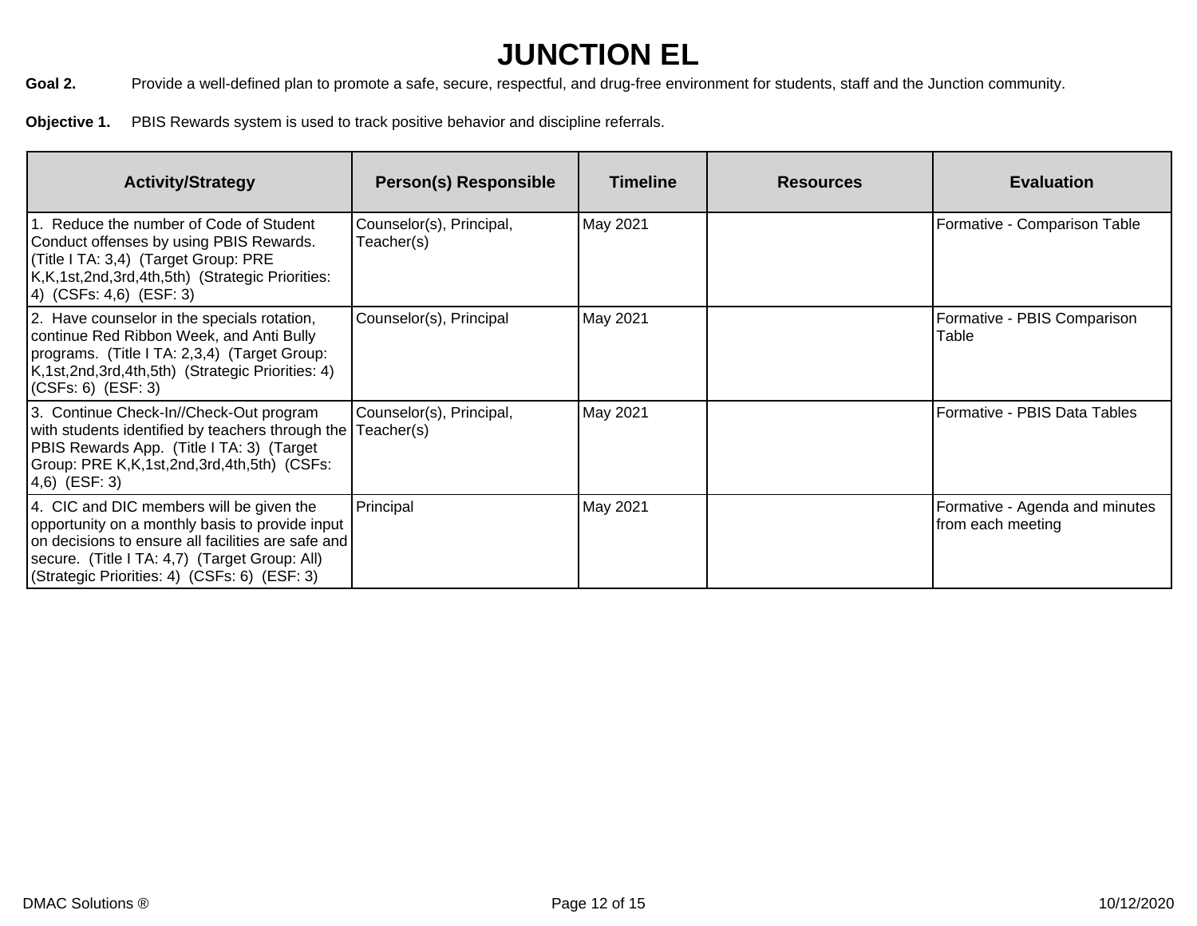# JUNCTION EL

**Goal 2.** Provide a well-defined plan to promote a safe, secure, respectful, and drug-free environment for students, staff and the Junction community.

**Objective 1.** PBIS Rewards system is used to track positive behavior and discipline referrals.

| Activity/Strategy | Person(s) Responsible | Timeline | Resources | Evaluation |
|---|---|---|---|---|
| 1. Reduce the number of Code of Student Conduct offenses by using PBIS Rewards. (Title I TA: 3,4) (Target Group: PRE K,K,1st,2nd,3rd,4th,5th) (Strategic Priorities: 4) (CSFs: 4,6) (ESF: 3) | Counselor(s), Principal, Teacher(s) | May 2021 | | Formative - Comparison Table |
| 2. Have counselor in the specials rotation, continue Red Ribbon Week, and Anti Bully programs. (Title I TA: 2,3,4) (Target Group: K,1st,2nd,3rd,4th,5th) (Strategic Priorities: 4) (CSFs: 6) (ESF: 3) | Counselor(s), Principal | May 2021 | | Formative - PBIS Comparison Table |
| 3. Continue Check-In//Check-Out program with students identified by teachers through the PBIS Rewards App. (Title I TA: 3) (Target Group: PRE K,K,1st,2nd,3rd,4th,5th) (CSFs: 4,6) (ESF: 3) | Counselor(s), Principal, Teacher(s) | May 2021 | | Formative - PBIS Data Tables |
| 4. CIC and DIC members will be given the opportunity on a monthly basis to provide input on decisions to ensure all facilities are safe and secure. (Title I TA: 4,7) (Target Group: All) (Strategic Priorities: 4) (CSFs: 6) (ESF: 3) | Principal | May 2021 | | Formative - Agenda and minutes from each meeting |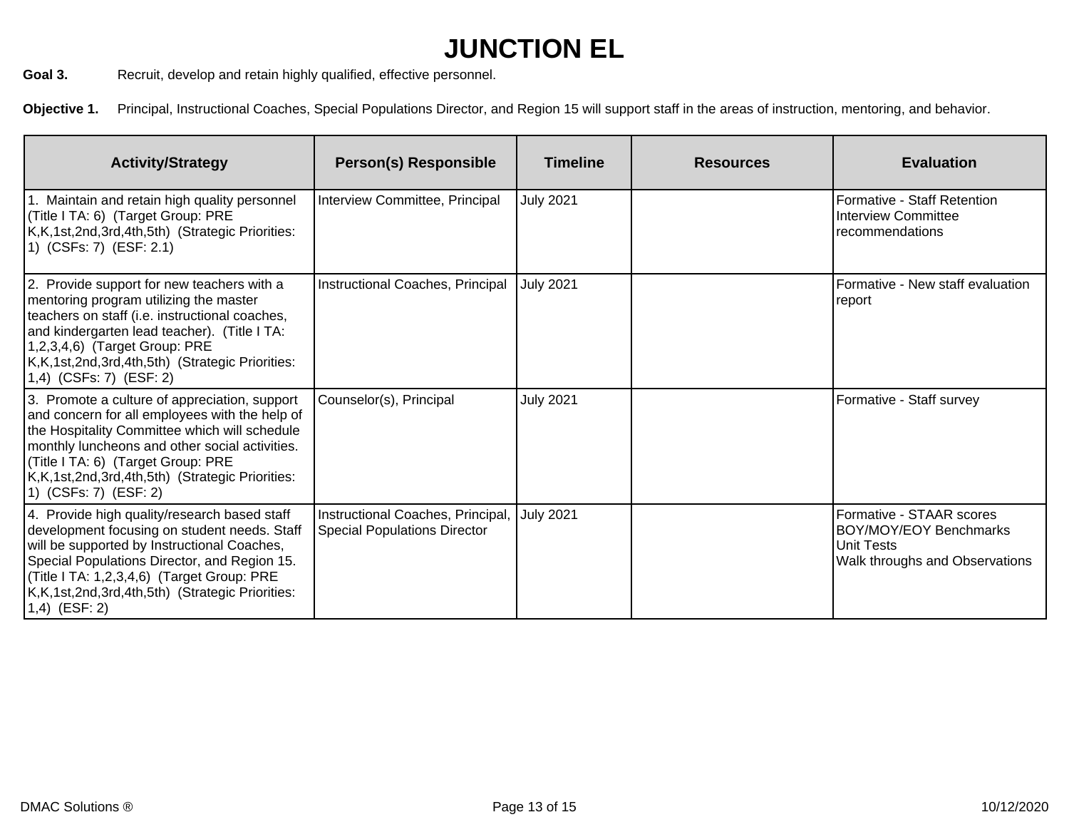# JUNCTION EL

**Goal 3.** Recruit, develop and retain highly qualified, effective personnel.

**Objective 1.** Principal, Instructional Coaches, Special Populations Director, and Region 15 will support staff in the areas of instruction, mentoring, and behavior.

| Activity/Strategy | Person(s) Responsible | Timeline | Resources | Evaluation |
|---|---|---|---|---|
| 1. Maintain and retain high quality personnel (Title I TA: 6) (Target Group: PRE K,K,1st,2nd,3rd,4th,5th) (Strategic Priorities: 1) (CSFs: 7) (ESF: 2.1) | Interview Committee, Principal | July 2021 | | Formative - Staff Retention<br>Interview Committee recommendations |
| 2. Provide support for new teachers with a mentoring program utilizing the master teachers on staff (i.e. instructional coaches, and kindergarten lead teacher). (Title I TA: 1,2,3,4,6) (Target Group: PRE K,K,1st,2nd,3rd,4th,5th) (Strategic Priorities: 1,4) (CSFs: 7) (ESF: 2) | Instructional Coaches, Principal | July 2021 | | Formative - New staff evaluation report |
| 3. Promote a culture of appreciation, support and concern for all employees with the help of the Hospitality Committee which will schedule monthly luncheons and other social activities. (Title I TA: 6) (Target Group: PRE K,K,1st,2nd,3rd,4th,5th) (Strategic Priorities: 1) (CSFs: 7) (ESF: 2) | Counselor(s), Principal | July 2021 | | Formative - Staff survey |
| 4. Provide high quality/research based staff development focusing on student needs. Staff will be supported by Instructional Coaches, Special Populations Director, and Region 15. (Title I TA: 1,2,3,4,6) (Target Group: PRE K,K,1st,2nd,3rd,4th,5th) (Strategic Priorities: 1,4) (ESF: 2) | Instructional Coaches, Principal, Special Populations Director | July 2021 | | Formative - STAAR scores<br>BOY/MOY/EOY Benchmarks<br>Unit Tests<br>Walk throughs and Observations |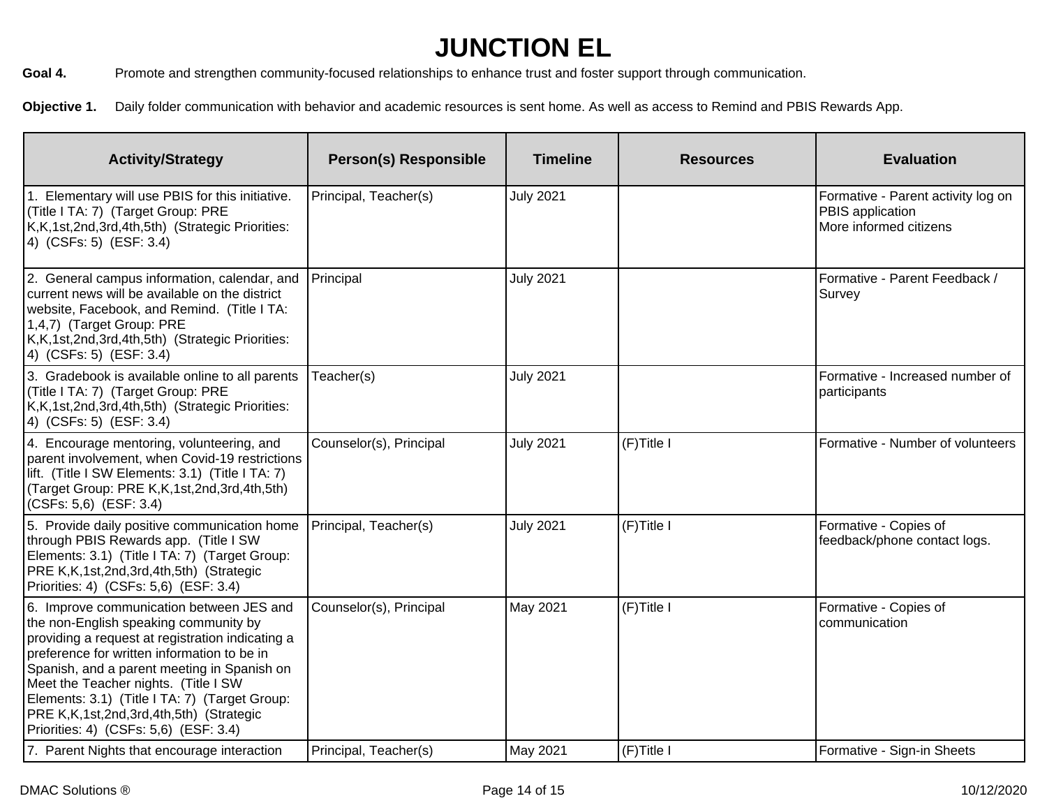# JUNCTION EL

**Goal 4.** Promote and strengthen community-focused relationships to enhance trust and foster support through communication.

**Objective 1.** Daily folder communication with behavior and academic resources is sent home. As well as access to Remind and PBIS Rewards App.

| Activity/Strategy | Person(s) Responsible | Timeline | Resources | Evaluation |
|---|---|---|---|---|
| 1. Elementary will use PBIS for this initiative. (Title I TA: 7) (Target Group: PRE K,K,1st,2nd,3rd,4th,5th) (Strategic Priorities: 4) (CSFs: 5) (ESF: 3.4) | Principal, Teacher(s) | July 2021 | | Formative - Parent activity log on PBIS application<br>More informed citizens |
| 2. General campus information, calendar, and current news will be available on the district website, Facebook, and Remind. (Title I TA: 1,4,7) (Target Group: PRE K,K,1st,2nd,3rd,4th,5th) (Strategic Priorities: 4) (CSFs: 5) (ESF: 3.4) | Principal | July 2021 | | Formative - Parent Feedback / Survey |
| 3. Gradebook is available online to all parents (Title I TA: 7) (Target Group: PRE K,K,1st,2nd,3rd,4th,5th) (Strategic Priorities: 4) (CSFs: 5) (ESF: 3.4) | Teacher(s) | July 2021 | | Formative - Increased number of participants |
| 4. Encourage mentoring, volunteering, and parent involvement, when Covid-19 restrictions lift. (Title I SW Elements: 3.1) (Title I TA: 7) (Target Group: PRE K,K,1st,2nd,3rd,4th,5th) (CSFs: 5,6) (ESF: 3.4) | Counselor(s), Principal | July 2021 | (F)Title I | Formative - Number of volunteers |
| 5. Provide daily positive communication home through PBIS Rewards app. (Title I SW Elements: 3.1) (Title I TA: 7) (Target Group: PRE K,K,1st,2nd,3rd,4th,5th) (Strategic Priorities: 4) (CSFs: 5,6) (ESF: 3.4) | Principal, Teacher(s) | July 2021 | (F)Title I | Formative - Copies of feedback/phone contact logs. |
| 6. Improve communication between JES and the non-English speaking community by providing a request at registration indicating a preference for written information to be in Spanish, and a parent meeting in Spanish on Meet the Teacher nights. (Title I SW Elements: 3.1) (Title I TA: 7) (Target Group: PRE K,K,1st,2nd,3rd,4th,5th) (Strategic Priorities: 4) (CSFs: 5,6) (ESF: 3.4) | Counselor(s), Principal | May 2021 | (F)Title I | Formative - Copies of communication |
| 7. Parent Nights that encourage interaction | Principal, Teacher(s) | May 2021 | (F)Title I | Formative - Sign-in Sheets |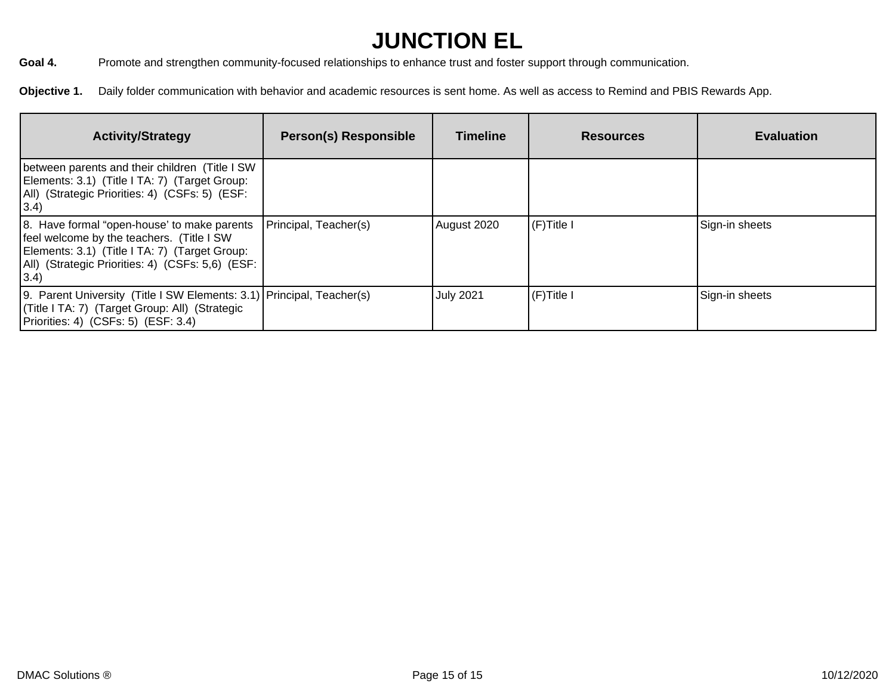# JUNCTION EL

**Goal 4.** Promote and strengthen community-focused relationships to enhance trust and foster support through communication.

**Objective 1.** Daily folder communication with behavior and academic resources is sent home. As well as access to Remind and PBIS Rewards App.

| Activity/Strategy | Person(s) Responsible | Timeline | Resources | Evaluation |
|---|---|---|---|---|
| between parents and their children (Title I SW Elements: 3.1) (Title I TA: 7) (Target Group: All) (Strategic Priorities: 4) (CSFs: 5) (ESF: 3.4) | | | | |
| 8. Have formal "open-house' to make parents feel welcome by the teachers. (Title I SW Elements: 3.1) (Title I TA: 7) (Target Group: All) (Strategic Priorities: 4) (CSFs: 5,6) (ESF: 3.4) | Principal, Teacher(s) | August 2020 | (F)Title I | Sign-in sheets |
| 9. Parent University (Title I SW Elements: 3.1) (Title I TA: 7) (Target Group: All) (Strategic Priorities: 4) (CSFs: 5) (ESF: 3.4) | Principal, Teacher(s) | July 2021 | (F)Title I | Sign-in sheets |